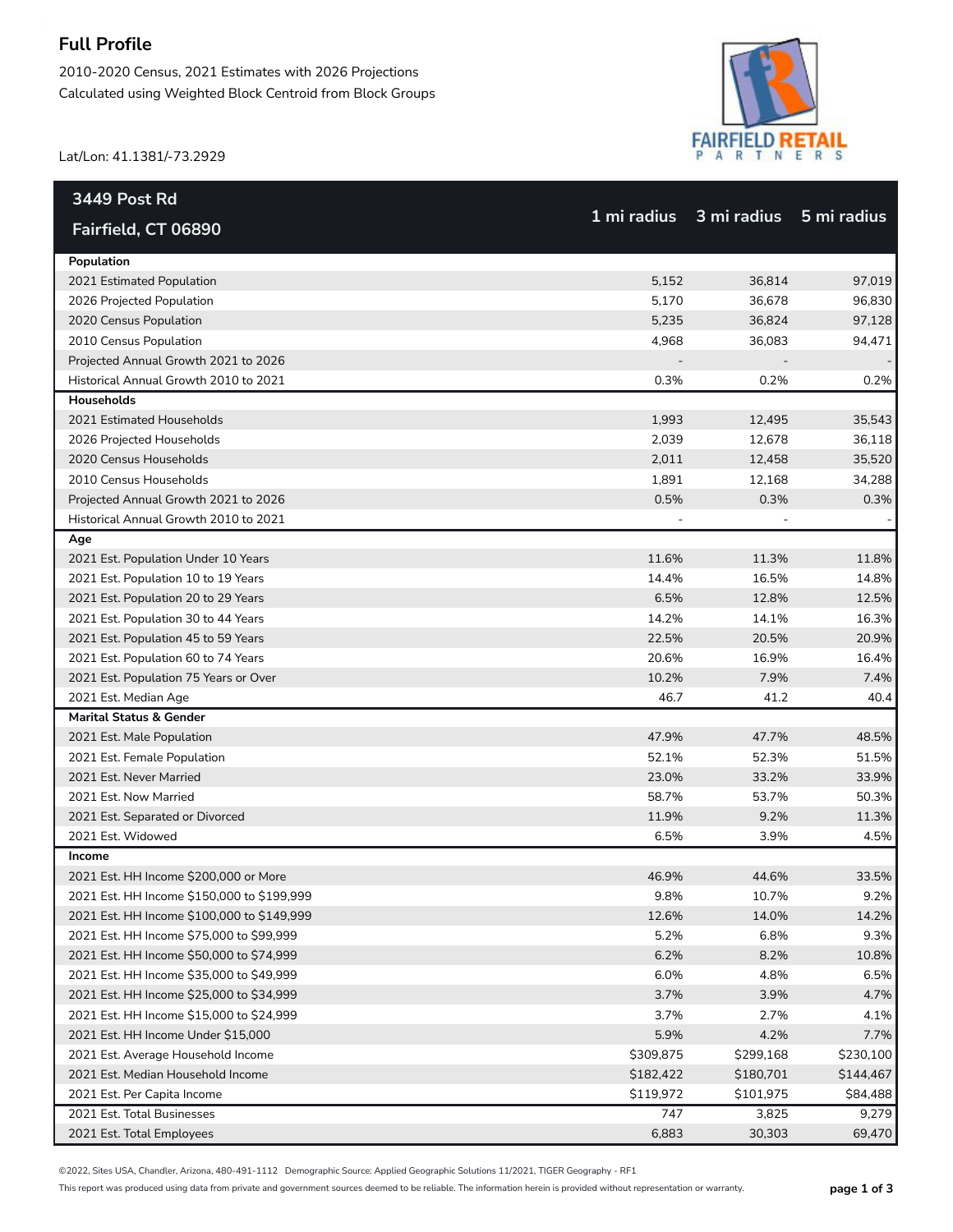# Full Profile

2010-2020 Census, 2021 Estimates with 2026 Projections

Calculated using Weighted Block Centroid from Block Groups

Lat/Lon: 41.1381/-73.2929

| 3449 Post Rd<br>Fairfield, CT 06890 | 1 mi radius | 3 mi radius | 5 mi radius |
|---|---|---|---|
| **Population** | | | |
| 2021 Estimated Population | 5,152 | 36,814 | 97,019 |
| 2026 Projected Population | 5,170 | 36,678 | 96,830 |
| 2020 Census Population | 5,235 | 36,824 | 97,128 |
| 2010 Census Population | 4,968 | 36,083 | 94,471 |
| Projected Annual Growth 2021 to 2026 | - | - | - |
| Historical Annual Growth 2010 to 2021 | 0.3% | 0.2% | 0.2% |
| **Households** | | | |
| 2021 Estimated Households | 1,993 | 12,495 | 35,543 |
| 2026 Projected Households | 2,039 | 12,678 | 36,118 |
| 2020 Census Households | 2,011 | 12,458 | 35,520 |
| 2010 Census Households | 1,891 | 12,168 | 34,288 |
| Projected Annual Growth 2021 to 2026 | 0.5% | 0.3% | 0.3% |
| Historical Annual Growth 2010 to 2021 | - | - | - |
| **Age** | | | |
| 2021 Est. Population Under 10 Years | 11.6% | 11.3% | 11.8% |
| 2021 Est. Population 10 to 19 Years | 14.4% | 16.5% | 14.8% |
| 2021 Est. Population 20 to 29 Years | 6.5% | 12.8% | 12.5% |
| 2021 Est. Population 30 to 44 Years | 14.2% | 14.1% | 16.3% |
| 2021 Est. Population 45 to 59 Years | 22.5% | 20.5% | 20.9% |
| 2021 Est. Population 60 to 74 Years | 20.6% | 16.9% | 16.4% |
| 2021 Est. Population 75 Years or Over | 10.2% | 7.9% | 7.4% |
| 2021 Est. Median Age | 46.7 | 41.2 | 40.4 |
| **Marital Status & Gender** | | | |
| 2021 Est. Male Population | 47.9% | 47.7% | 48.5% |
| 2021 Est. Female Population | 52.1% | 52.3% | 51.5% |
| 2021 Est. Never Married | 23.0% | 33.2% | 33.9% |
| 2021 Est. Now Married | 58.7% | 53.7% | 50.3% |
| 2021 Est. Separated or Divorced | 11.9% | 9.2% | 11.3% |
| 2021 Est. Widowed | 6.5% | 3.9% | 4.5% |
| **Income** | | | |
| 2021 Est. HH Income $200,000 or More | 46.9% | 44.6% | 33.5% |
| 2021 Est. HH Income $150,000 to $199,999 | 9.8% | 10.7% | 9.2% |
| 2021 Est. HH Income $100,000 to $149,999 | 12.6% | 14.0% | 14.2% |
| 2021 Est. HH Income $75,000 to $99,999 | 5.2% | 6.8% | 9.3% |
| 2021 Est. HH Income $50,000 to $74,999 | 6.2% | 8.2% | 10.8% |
| 2021 Est. HH Income $35,000 to $49,999 | 6.0% | 4.8% | 6.5% |
| 2021 Est. HH Income $25,000 to $34,999 | 3.7% | 3.9% | 4.7% |
| 2021 Est. HH Income $15,000 to $24,999 | 3.7% | 2.7% | 4.1% |
| 2021 Est. HH Income Under $15,000 | 5.9% | 4.2% | 7.7% |
| 2021 Est. Average Household Income | $309,875 | $299,168 | $230,100 |
| 2021 Est. Median Household Income | $182,422 | $180,701 | $144,467 |
| 2021 Est. Per Capita Income | $119,972 | $101,975 | $84,488 |
| 2021 Est. Total Businesses | 747 | 3,825 | 9,279 |
| 2021 Est. Total Employees | 6,883 | 30,303 | 69,470 |

©2022, Sites USA, Chandler, Arizona, 480-491-1112 Demographic Source: Applied Geographic Solutions 11/2021, TIGER Geography - RF1

This report was produced using data from private and government sources deemed to be reliable. The information herein is provided without representation or warranty.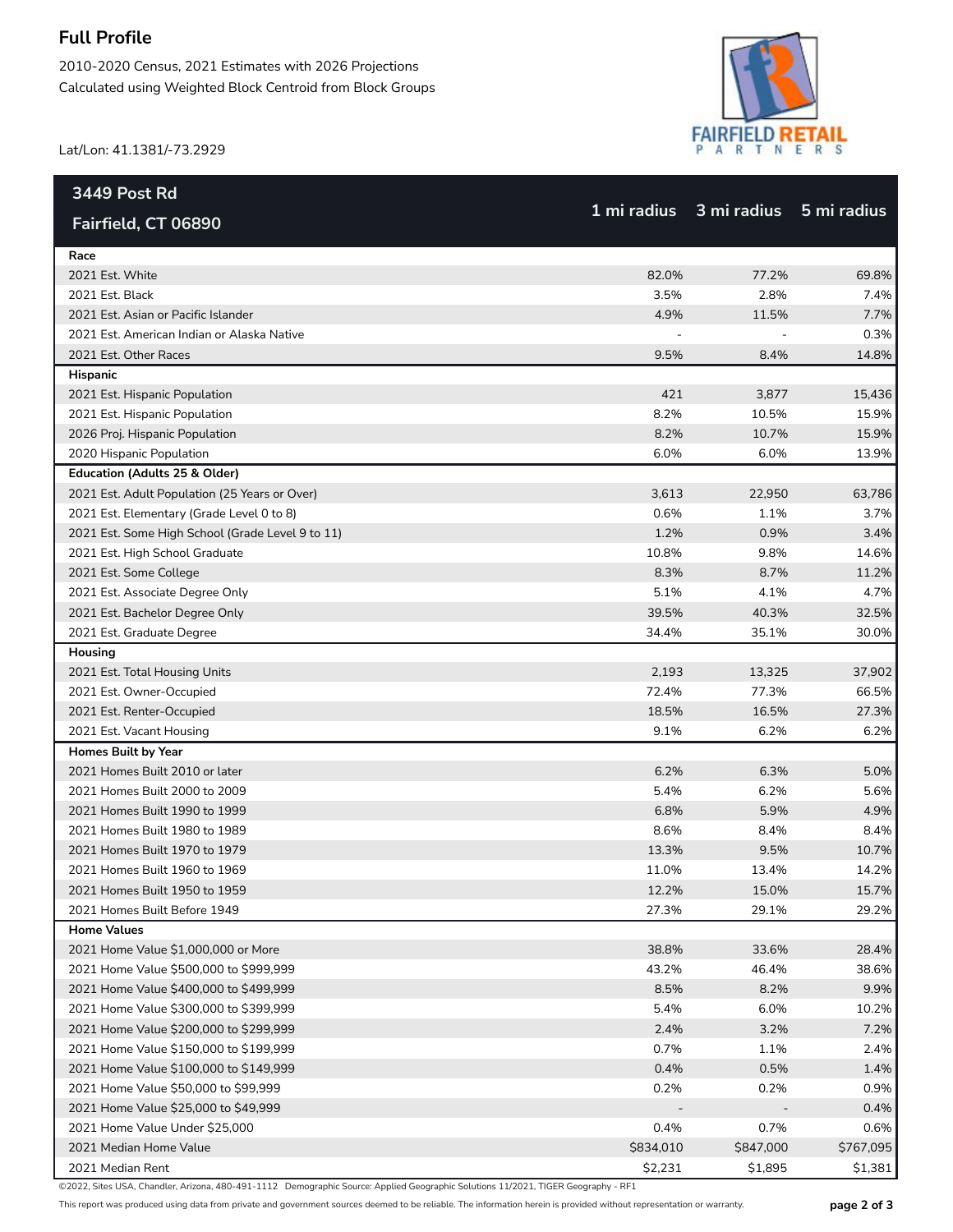# Full Profile

2010-2020 Census, 2021 Estimates with 2026 Projections

Calculated using Weighted Block Centroid from Block Groups

Lat/Lon: 41.1381/-73.2929

| 3449 Post Rd<br>Fairfield, CT 06890 | 1 mi radius | 3 mi radius | 5 mi radius |
|---|---|---|---|
| **Race** | | | |
| 2021 Est. White | 82.0% | 77.2% | 69.8% |
| 2021 Est. Black | 3.5% | 2.8% | 7.4% |
| 2021 Est. Asian or Pacific Islander | 4.9% | 11.5% | 7.7% |
| 2021 Est. American Indian or Alaska Native | - | - | 0.3% |
| 2021 Est. Other Races | 9.5% | 8.4% | 14.8% |
| **Hispanic** | | | |
| 2021 Est. Hispanic Population | 421 | 3,877 | 15,436 |
| 2021 Est. Hispanic Population | 8.2% | 10.5% | 15.9% |
| 2026 Proj. Hispanic Population | 8.2% | 10.7% | 15.9% |
| 2020 Hispanic Population | 6.0% | 6.0% | 13.9% |
| **Education (Adults 25 & Older)** | | | |
| 2021 Est. Adult Population (25 Years or Over) | 3,613 | 22,950 | 63,786 |
| 2021 Est. Elementary (Grade Level 0 to 8) | 0.6% | 1.1% | 3.7% |
| 2021 Est. Some High School (Grade Level 9 to 11) | 1.2% | 0.9% | 3.4% |
| 2021 Est. High School Graduate | 10.8% | 9.8% | 14.6% |
| 2021 Est. Some College | 8.3% | 8.7% | 11.2% |
| 2021 Est. Associate Degree Only | 5.1% | 4.1% | 4.7% |
| 2021 Est. Bachelor Degree Only | 39.5% | 40.3% | 32.5% |
| 2021 Est. Graduate Degree | 34.4% | 35.1% | 30.0% |
| **Housing** | | | |
| 2021 Est. Total Housing Units | 2,193 | 13,325 | 37,902 |
| 2021 Est. Owner-Occupied | 72.4% | 77.3% | 66.5% |
| 2021 Est. Renter-Occupied | 18.5% | 16.5% | 27.3% |
| 2021 Est. Vacant Housing | 9.1% | 6.2% | 6.2% |
| **Homes Built by Year** | | | |
| 2021 Homes Built 2010 or later | 6.2% | 6.3% | 5.0% |
| 2021 Homes Built 2000 to 2009 | 5.4% | 6.2% | 5.6% |
| 2021 Homes Built 1990 to 1999 | 6.8% | 5.9% | 4.9% |
| 2021 Homes Built 1980 to 1989 | 8.6% | 8.4% | 8.4% |
| 2021 Homes Built 1970 to 1979 | 13.3% | 9.5% | 10.7% |
| 2021 Homes Built 1960 to 1969 | 11.0% | 13.4% | 14.2% |
| 2021 Homes Built 1950 to 1959 | 12.2% | 15.0% | 15.7% |
| 2021 Homes Built Before 1949 | 27.3% | 29.1% | 29.2% |
| **Home Values** | | | |
| 2021 Home Value $1,000,000 or More | 38.8% | 33.6% | 28.4% |
| 2021 Home Value $500,000 to $999,999 | 43.2% | 46.4% | 38.6% |
| 2021 Home Value $400,000 to $499,999 | 8.5% | 8.2% | 9.9% |
| 2021 Home Value $300,000 to $399,999 | 5.4% | 6.0% | 10.2% |
| 2021 Home Value $200,000 to $299,999 | 2.4% | 3.2% | 7.2% |
| 2021 Home Value $150,000 to $199,999 | 0.7% | 1.1% | 2.4% |
| 2021 Home Value $100,000 to $149,999 | 0.4% | 0.5% | 1.4% |
| 2021 Home Value $50,000 to $99,999 | 0.2% | 0.2% | 0.9% |
| 2021 Home Value $25,000 to $49,999 | - | - | 0.4% |
| 2021 Home Value Under $25,000 | 0.4% | 0.7% | 0.6% |
| 2021 Median Home Value | $834,010 | $847,000 | $767,095 |
| 2021 Median Rent | $2,231 | $1,895 | $1,381 |

©2022, Sites USA, Chandler, Arizona, 480-491-1112 Demographic Source: Applied Geographic Solutions 11/2021, TIGER Geography - RF1

This report was produced using data from private and government sources deemed to be reliable. The information herein is provided without representation or warranty.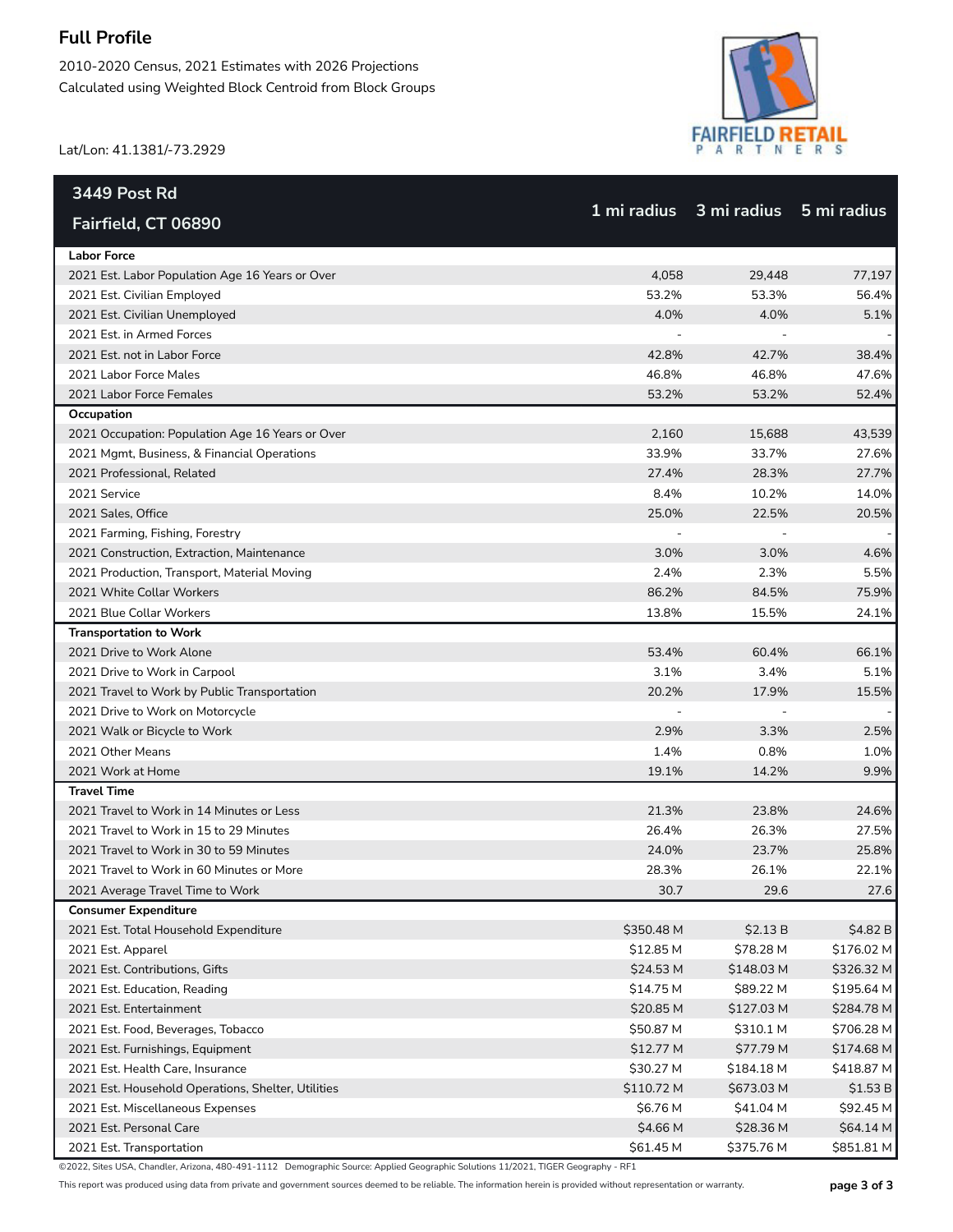# Full Profile

2010-2020 Census, 2021 Estimates with 2026 Projections
Calculated using Weighted Block Centroid from Block Groups

Lat/Lon: 41.1381/-73.2929

| 3449 Post Rd<br>Fairfield, CT 06890 | 1 mi radius | 3 mi radius | 5 mi radius |
|---|---|---|---|
| **Labor Force** | | | |
| 2021 Est. Labor Population Age 16 Years or Over | 4,058 | 29,448 | 77,197 |
| 2021 Est. Civilian Employed | 53.2% | 53.3% | 56.4% |
| 2021 Est. Civilian Unemployed | 4.0% | 4.0% | 5.1% |
| 2021 Est. in Armed Forces | - | - | - |
| 2021 Est. not in Labor Force | 42.8% | 42.7% | 38.4% |
| 2021 Labor Force Males | 46.8% | 46.8% | 47.6% |
| 2021 Labor Force Females | 53.2% | 53.2% | 52.4% |
| **Occupation** | | | |
| 2021 Occupation: Population Age 16 Years or Over | 2,160 | 15,688 | 43,539 |
| 2021 Mgmt, Business, & Financial Operations | 33.9% | 33.7% | 27.6% |
| 2021 Professional, Related | 27.4% | 28.3% | 27.7% |
| 2021 Service | 8.4% | 10.2% | 14.0% |
| 2021 Sales, Office | 25.0% | 22.5% | 20.5% |
| 2021 Farming, Fishing, Forestry | - | - | - |
| 2021 Construction, Extraction, Maintenance | 3.0% | 3.0% | 4.6% |
| 2021 Production, Transport, Material Moving | 2.4% | 2.3% | 5.5% |
| 2021 White Collar Workers | 86.2% | 84.5% | 75.9% |
| 2021 Blue Collar Workers | 13.8% | 15.5% | 24.1% |
| **Transportation to Work** | | | |
| 2021 Drive to Work Alone | 53.4% | 60.4% | 66.1% |
| 2021 Drive to Work in Carpool | 3.1% | 3.4% | 5.1% |
| 2021 Travel to Work by Public Transportation | 20.2% | 17.9% | 15.5% |
| 2021 Drive to Work on Motorcycle | - | - | - |
| 2021 Walk or Bicycle to Work | 2.9% | 3.3% | 2.5% |
| 2021 Other Means | 1.4% | 0.8% | 1.0% |
| 2021 Work at Home | 19.1% | 14.2% | 9.9% |
| **Travel Time** | | | |
| 2021 Travel to Work in 14 Minutes or Less | 21.3% | 23.8% | 24.6% |
| 2021 Travel to Work in 15 to 29 Minutes | 26.4% | 26.3% | 27.5% |
| 2021 Travel to Work in 30 to 59 Minutes | 24.0% | 23.7% | 25.8% |
| 2021 Travel to Work in 60 Minutes or More | 28.3% | 26.1% | 22.1% |
| 2021 Average Travel Time to Work | 30.7 | 29.6 | 27.6 |
| **Consumer Expenditure** | | | |
| 2021 Est. Total Household Expenditure | $350.48 M | $2.13 B | $4.82 B |
| 2021 Est. Apparel | $12.85 M | $78.28 M | $176.02 M |
| 2021 Est. Contributions, Gifts | $24.53 M | $148.03 M | $326.32 M |
| 2021 Est. Education, Reading | $14.75 M | $89.22 M | $195.64 M |
| 2021 Est. Entertainment | $20.85 M | $127.03 M | $284.78 M |
| 2021 Est. Food, Beverages, Tobacco | $50.87 M | $310.1 M | $706.28 M |
| 2021 Est. Furnishings, Equipment | $12.77 M | $77.79 M | $174.68 M |
| 2021 Est. Health Care, Insurance | $30.27 M | $184.18 M | $418.87 M |
| 2021 Est. Household Operations, Shelter, Utilities | $110.72 M | $673.03 M | $1.53 B |
| 2021 Est. Miscellaneous Expenses | $6.76 M | $41.04 M | $92.45 M |
| 2021 Est. Personal Care | $4.66 M | $28.36 M | $64.14 M |
| 2021 Est. Transportation | $61.45 M | $375.76 M | $851.81 M |

©2022, Sites USA, Chandler, Arizona, 480-491-1112 Demographic Source: Applied Geographic Solutions 11/2021, TIGER Geography - RF1

This report was produced using data from private and government sources deemed to be reliable. The information herein is provided without representation or warranty.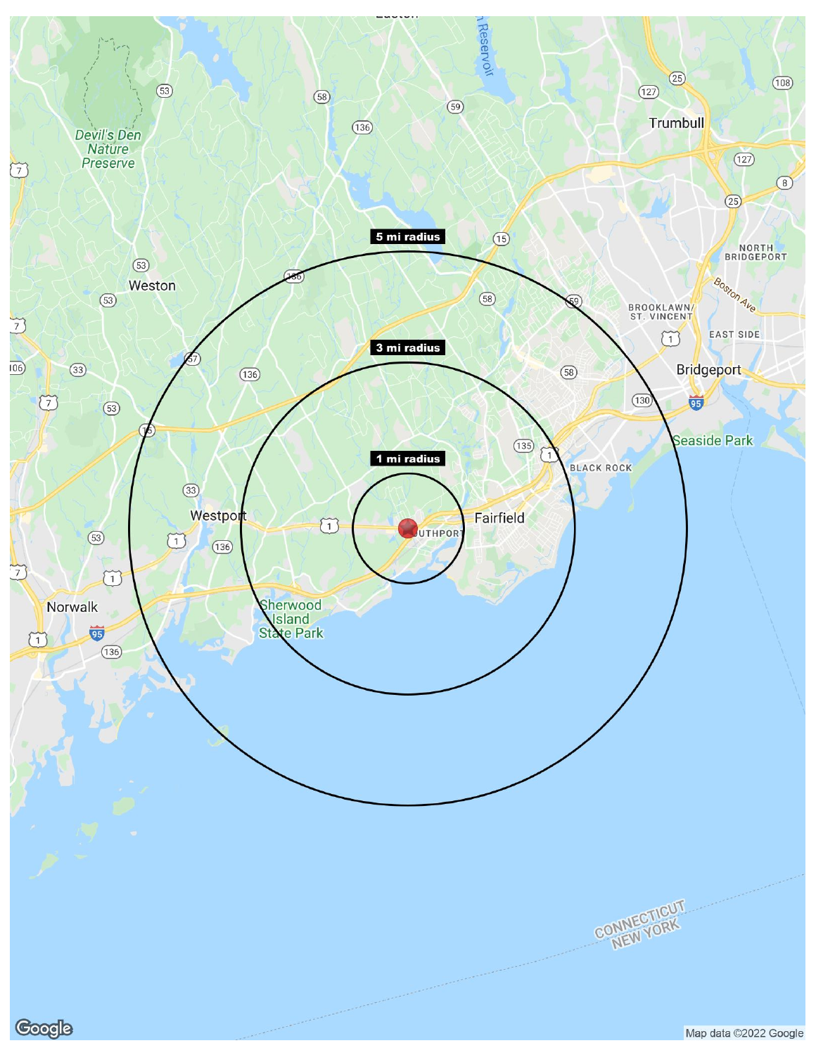5 mi radius

3 mi radius

1 mi radius

Map data ©2022 Google